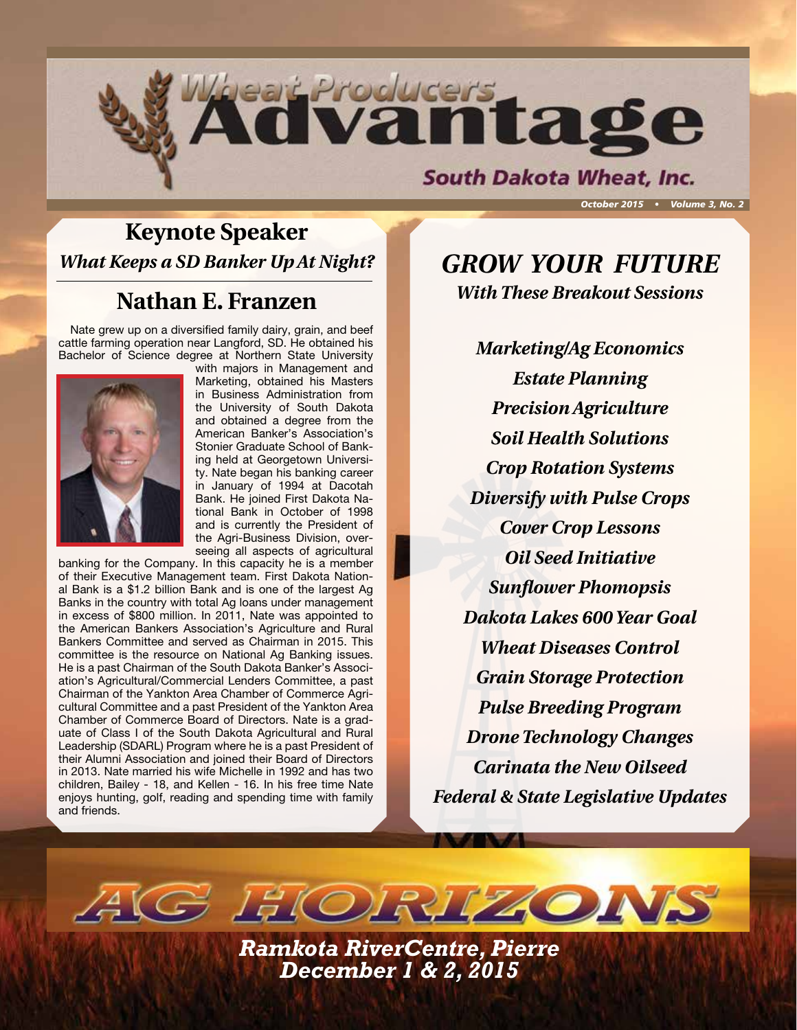# Wheat Producers Advantage

South Dakota Wheat, Inc.

October 2015 • Volume 3, No. 2

## Keynote Speaker

***What Keeps a SD Banker Up At Night?***

## Nathan E. Franzen

Nate grew up on a diversified family dairy, grain, and beef cattle farming operation near Langford, SD. He obtained his Bachelor of Science degree at Northern State University with majors in Management and Marketing, obtained his Masters in Business Administration from the University of South Dakota and obtained a degree from the American Banker's Association's Stonier Graduate School of Banking held at Georgetown University. Nate began his banking career in January of 1994 at Dacotah Bank. He joined First Dakota National Bank in October of 1998 and is currently the President of the Agri-Business Division, overseeing all aspects of agricultural banking for the Company. In this capacity he is a member of their Executive Management team. First Dakota National Bank is a $1.2 billion Bank and is one of the largest Ag Banks in the country with total Ag loans under management in excess of $800 million. In 2011, Nate was appointed to the American Bankers Association's Agriculture and Rural Bankers Committee and served as Chairman in 2015. This committee is the resource on National Ag Banking issues. He is a past Chairman of the South Dakota Banker's Association's Agricultural/Commercial Lenders Committee, a past Chairman of the Yankton Area Chamber of Commerce Agricultural Committee and a past President of the Yankton Area Chamber of Commerce Board of Directors. Nate is a graduate of Class I of the South Dakota Agricultural and Rural Leadership (SDARL) Program where he is a past President of their Alumni Association and joined their Board of Directors in 2013. Nate married his wife Michelle in 1992 and has two children, Bailey - 18, and Kellen - 16. In his free time Nate enjoys hunting, golf, reading and spending time with family and friends.

## *GROW YOUR FUTURE*

***With These Breakout Sessions***

*Marketing/Ag Economics*

*Estate Planning*

*Precision Agriculture*

*Soil Health Solutions*

*Crop Rotation Systems*

*Diversify with Pulse Crops*

*Cover Crop Lessons*

*Oil Seed Initiative*

*Sunflower Phomopsis*

*Dakota Lakes 600 Year Goal*

*Wheat Diseases Control*

*Grain Storage Protection*

*Pulse Breeding Program*

*Drone Technology Changes*

*Carinata the New Oilseed*

*Federal & State Legislative Updates*

# AG HORIZONS

***Ramkota RiverCentre, Pierre***
***December 1 & 2, 2015***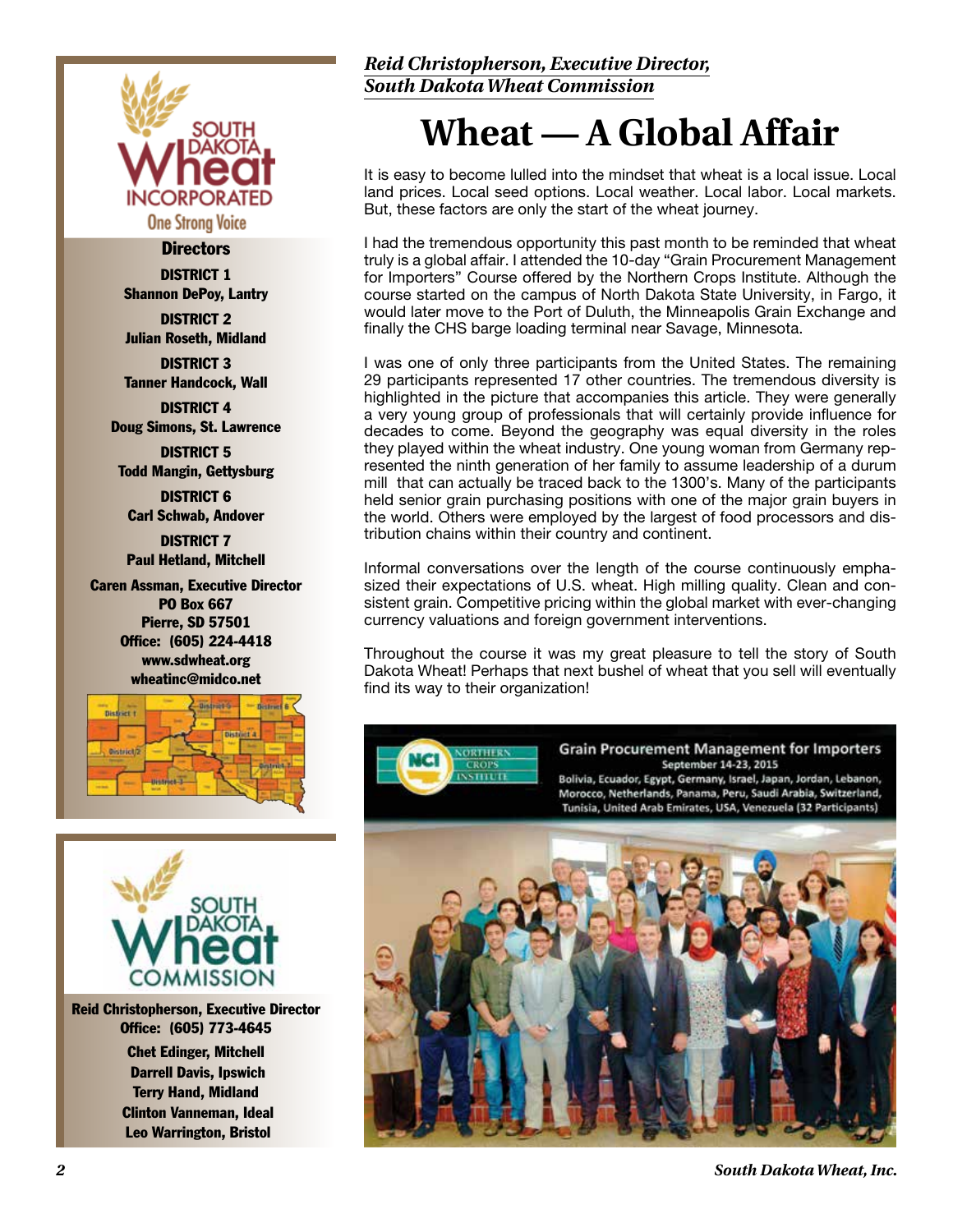*Reid Christopherson, Executive Director, South Dakota Wheat Commission*

# Wheat — A Global Affair

It is easy to become lulled into the mindset that wheat is a local issue. Local land prices. Local seed options. Local weather. Local labor. Local markets. But, these factors are only the start of the wheat journey.

I had the tremendous opportunity this past month to be reminded that wheat truly is a global affair. I attended the 10-day "Grain Procurement Management for Importers" Course offered by the Northern Crops Institute. Although the course started on the campus of North Dakota State University, in Fargo, it would later move to the Port of Duluth, the Minneapolis Grain Exchange and finally the CHS barge loading terminal near Savage, Minnesota.

I was one of only three participants from the United States. The remaining 29 participants represented 17 other countries. The tremendous diversity is highlighted in the picture that accompanies this article. They were generally a very young group of professionals that will certainly provide influence for decades to come. Beyond the geography was equal diversity in the roles they played within the wheat industry. One young woman from Germany represented the ninth generation of her family to assume leadership of a durum mill that can actually be traced back to the 1300's. Many of the participants held senior grain purchasing positions with one of the major grain buyers in the world. Others were employed by the largest of food processors and distribution chains within their country and continent.

Informal conversations over the length of the course continuously emphasized their expectations of U.S. wheat. High milling quality. Clean and consistent grain. Competitive pricing within the global market with ever-changing currency valuations and foreign government interventions.

Throughout the course it was my great pleasure to tell the story of South Dakota Wheat! Perhaps that next bushel of wheat that you sell will eventually find its way to their organization!

Grain Procurement Management for Importers
September 14-23, 2015
Bolivia, Ecuador, Egypt, Germany, Israel, Japan, Jordan, Lebanon, Morocco, Netherlands, Panama, Peru, Saudi Arabia, Switzerland, Tunisia, United Arab Emirates, USA, Venezuela (32 Participants)

---

**South Dakota Wheat Incorporated**
One Strong Voice

**Directors**

**DISTRICT 1**
Shannon DePoy, Lantry

**DISTRICT 2**
Julian Roseth, Midland

**DISTRICT 3**
Tanner Handcock, Wall

**DISTRICT 4**
Doug Simons, St. Lawrence

**DISTRICT 5**
Todd Mangin, Gettysburg

**DISTRICT 6**
Carl Schwab, Andover

**DISTRICT 7**
Paul Hetland, Mitchell

**Caren Assman, Executive Director**
PO Box 667
Pierre, SD 57501
Office: (605) 224-4418
www.sdwheat.org
wheatinc@midco.net

---

**South Dakota Wheat Commission**

**Reid Christopherson, Executive Director**
Office: (605) 773-4645

Chet Edinger, Mitchell
Darrell Davis, Ipswich
Terry Hand, Midland
Clinton Vanneman, Ideal
Leo Warrington, Bristol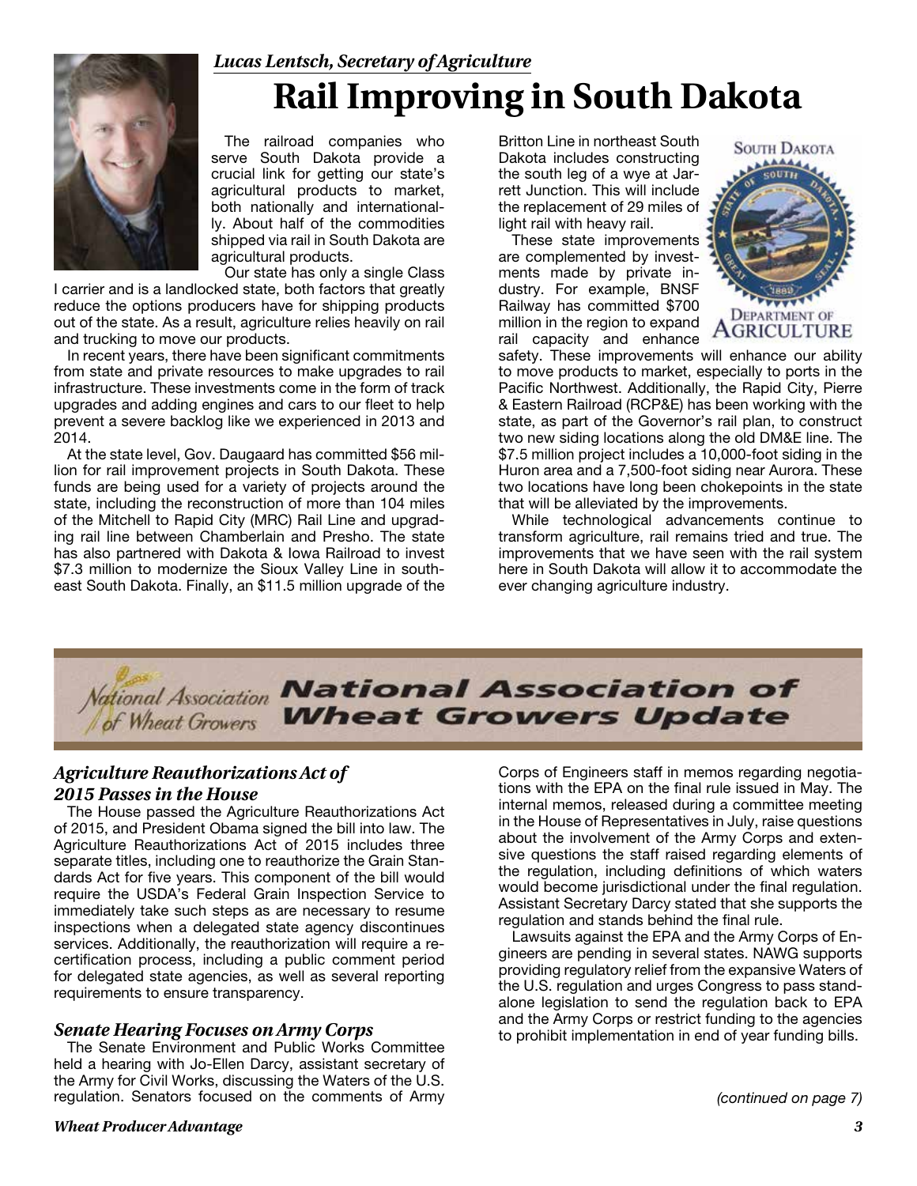*Lucas Lentsch, Secretary of Agriculture*

# Rail Improving in South Dakota

The railroad companies who serve South Dakota provide a crucial link for getting our state's agricultural products to market, both nationally and internationally. About half of the commodities shipped via rail in South Dakota are agricultural products.

Our state has only a single Class I carrier and is a landlocked state, both factors that greatly reduce the options producers have for shipping products out of the state. As a result, agriculture relies heavily on rail and trucking to move our products.

In recent years, there have been significant commitments from state and private resources to make upgrades to rail infrastructure. These investments come in the form of track upgrades and adding engines and cars to our fleet to help prevent a severe backlog like we experienced in 2013 and 2014.

At the state level, Gov. Daugaard has committed $56 million for rail improvement projects in South Dakota. These funds are being used for a variety of projects around the state, including the reconstruction of more than 104 miles of the Mitchell to Rapid City (MRC) Rail Line and upgrading rail line between Chamberlain and Presho. The state has also partnered with Dakota & Iowa Railroad to invest $7.3 million to modernize the Sioux Valley Line in southeast South Dakota. Finally, an $11.5 million upgrade of the Britton Line in northeast South Dakota includes constructing the south leg of a wye at Jarrett Junction. This will include the replacement of 29 miles of light rail with heavy rail.

These state improvements are complemented by investments made by private industry. For example, BNSF Railway has committed $700 million in the region to expand rail capacity and enhance safety. These improvements will enhance our ability to move products to market, especially to ports in the Pacific Northwest. Additionally, the Rapid City, Pierre & Eastern Railroad (RCP&E) has been working with the state, as part of the Governor's rail plan, to construct two new siding locations along the old DM&E line. The $7.5 million project includes a 10,000-foot siding in the Huron area and a 7,500-foot siding near Aurora. These two locations have long been chokepoints in the state that will be alleviated by the improvements.

While technological advancements continue to transform agriculture, rail remains tried and true. The improvements that we have seen with the rail system here in South Dakota will allow it to accommodate the ever changing agriculture industry.

# National Association of Wheat Growers Update

### *Agriculture Reauthorizations Act of 2015 Passes in the House*

The House passed the Agriculture Reauthorizations Act of 2015, and President Obama signed the bill into law. The Agriculture Reauthorizations Act of 2015 includes three separate titles, including one to reauthorize the Grain Standards Act for five years. This component of the bill would require the USDA's Federal Grain Inspection Service to immediately take such steps as are necessary to resume inspections when a delegated state agency discontinues services. Additionally, the reauthorization will require a recertification process, including a public comment period for delegated state agencies, as well as several reporting requirements to ensure transparency.

### *Senate Hearing Focuses on Army Corps*

The Senate Environment and Public Works Committee held a hearing with Jo-Ellen Darcy, assistant secretary of the Army for Civil Works, discussing the Waters of the U.S. regulation. Senators focused on the comments of Army Corps of Engineers staff in memos regarding negotiations with the EPA on the final rule issued in May. The internal memos, released during a committee meeting in the House of Representatives in July, raise questions about the involvement of the Army Corps and extensive questions the staff raised regarding elements of the regulation, including definitions of which waters would become jurisdictional under the final regulation. Assistant Secretary Darcy stated that she supports the regulation and stands behind the final rule.

Lawsuits against the EPA and the Army Corps of Engineers are pending in several states. NAWG supports providing regulatory relief from the expansive Waters of the U.S. regulation and urges Congress to pass stand-alone legislation to send the regulation back to EPA and the Army Corps or restrict funding to the agencies to prohibit implementation in end of year funding bills.

*(continued on page 7)*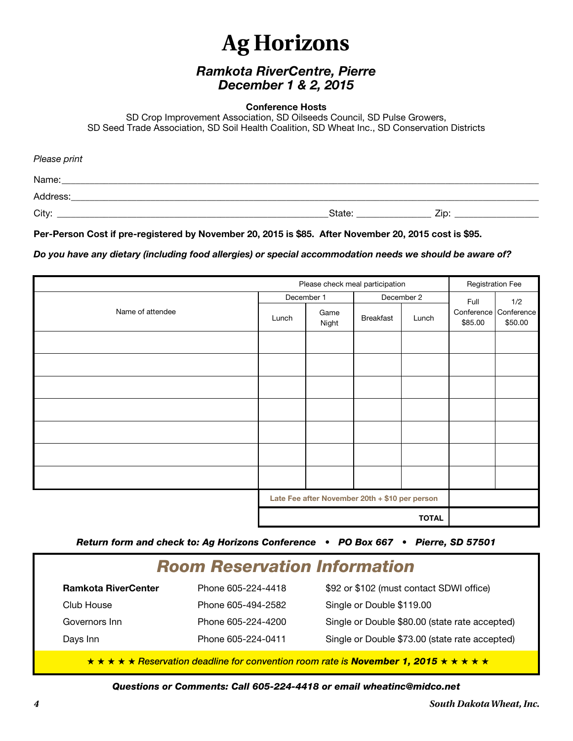# Ag Horizons

## *Ramkota RiverCentre, Pierre*
## *December 1 & 2, 2015*

**Conference Hosts**

SD Crop Improvement Association, SD Oilseeds Council, SD Pulse Growers, SD Seed Trade Association, SD Soil Health Coalition, SD Wheat Inc., SD Conservation Districts

*Please print*

Name:_______________________________________________

Address:_____________________________________________

City: ______________________________State: ____________ Zip: ______________

**Per-Person Cost if pre-registered by November 20, 2015 is $85. After November 20, 2015 cost is $95.**

***Do you have any dietary (including food allergies) or special accommodation needs we should be aware of?***

| Name of attendee | Please check meal participation | | | | Registration Fee | |
|---|---|---|---|---|---|---|
| | December 1 | | December 2 | | Full Conference $85.00 | 1/2 Conference $50.00 |
| | Lunch | Game Night | Breakfast | Lunch | | |
| | | | | | | |
| | | | | | | |
| | | | | | | |
| | | | | | | |
| | | | | | | |
| | | | | | | |
| | | | | | | |
| | **Late Fee after November 20th + $10 per person** | | | | | |
| | | | | **TOTAL** | | |

***Return form and check to: Ag Horizons Conference • PO Box 667 • Pierre, SD 57501***

## *Room Reservation Information*

| | | |
|---|---|---|
| **Ramkota RiverCenter** | Phone 605-224-4418 | $92 or $102 (must contact SDWI office) |
| Club House | Phone 605-494-2582 | Single or Double $119.00 |
| Governors Inn | Phone 605-224-4200 | Single or Double $80.00 (state rate accepted) |
| Days Inn | Phone 605-224-0411 | Single or Double $73.00 (state rate accepted) |

★ ★ ★ ★ ★ *Reservation deadline for convention room rate is* ***November 1, 2015*** ★ ★ ★ ★ ★

***Questions or Comments: Call 605-224-4418 or email wheatinc@midco.net***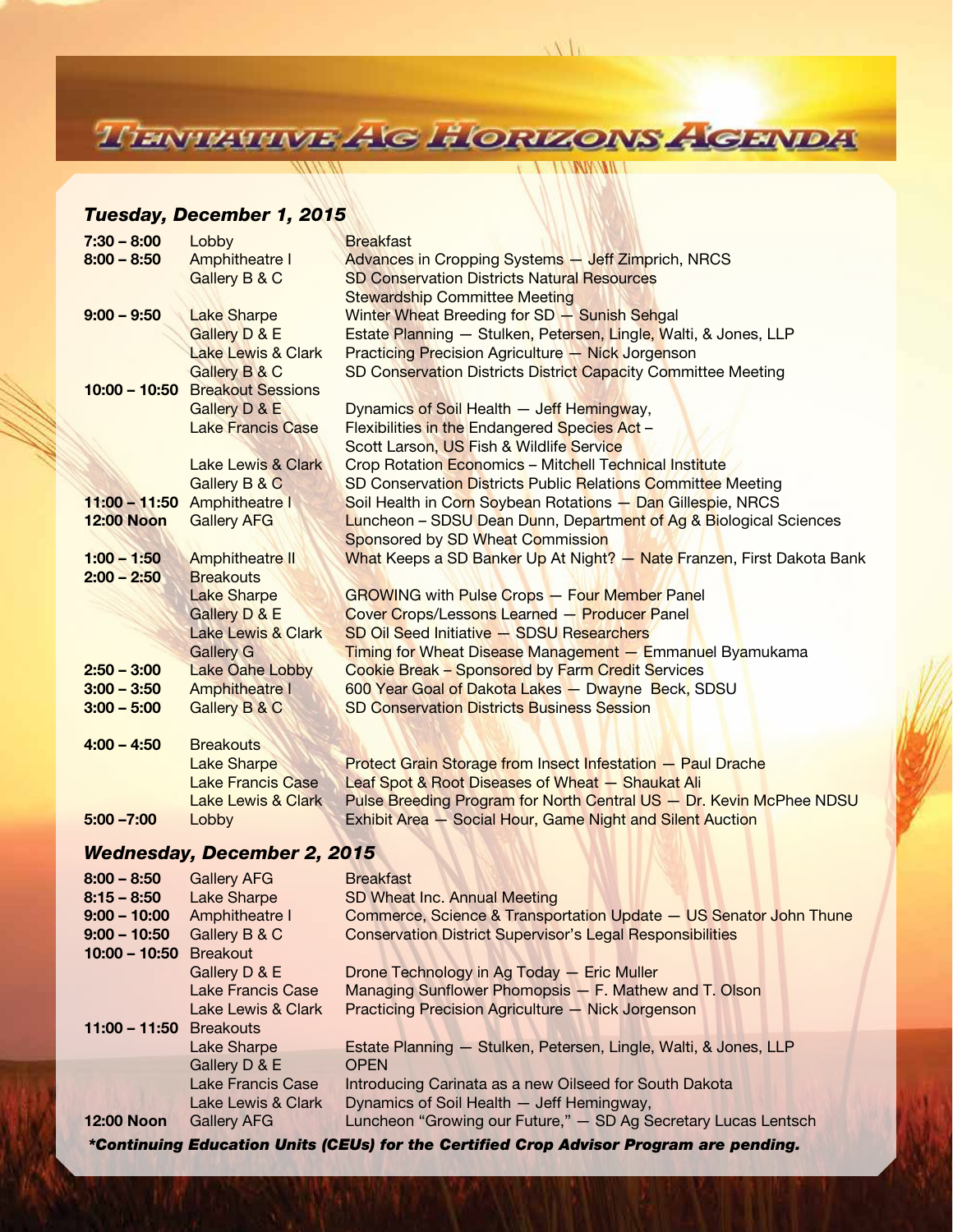# Tentative Ag Horizons Agenda

## *Tuesday, December 1, 2015*

| Time | Location | Session |
|---|---|---|
| **7:30 – 8:00** | Lobby | Breakfast |
| **8:00 – 8:50** | Amphitheatre I | Advances in Cropping Systems — Jeff Zimprich, NRCS |
| | Gallery B & C | SD Conservation Districts Natural Resources Stewardship Committee Meeting |
| **9:00 – 9:50** | Lake Sharpe | Winter Wheat Breeding for SD — Sunish Sehgal |
| | Gallery D & E | Estate Planning — Stulken, Petersen, Lingle, Walti, & Jones, LLP |
| | Lake Lewis & Clark | Practicing Precision Agriculture — Nick Jorgenson |
| | Gallery B & C | SD Conservation Districts District Capacity Committee Meeting |
| **10:00 – 10:50** | Breakout Sessions | |
| | Gallery D & E | Dynamics of Soil Health — Jeff Hemingway, |
| | Lake Francis Case | Flexibilities in the Endangered Species Act – Scott Larson, US Fish & Wildlife Service |
| | Lake Lewis & Clark | Crop Rotation Economics – Mitchell Technical Institute |
| | Gallery B & C | SD Conservation Districts Public Relations Committee Meeting |
| **11:00 – 11:50** | Amphitheatre I | Soil Health in Corn Soybean Rotations — Dan Gillespie, NRCS |
| **12:00 Noon** | Gallery AFG | Luncheon – SDSU Dean Dunn, Department of Ag & Biological Sciences Sponsored by SD Wheat Commission |
| **1:00 – 1:50** | Amphitheatre II | What Keeps a SD Banker Up At Night? — Nate Franzen, First Dakota Bank |
| **2:00 – 2:50** | Breakouts | |
| | Lake Sharpe | GROWING with Pulse Crops — Four Member Panel |
| | Gallery D & E | Cover Crops/Lessons Learned — Producer Panel |
| | Lake Lewis & Clark | SD Oil Seed Initiative — SDSU Researchers |
| | Gallery G | Timing for Wheat Disease Management — Emmanuel Byamukama |
| **2:50 – 3:00** | Lake Oahe Lobby | Cookie Break – Sponsored by Farm Credit Services |
| **3:00 – 3:50** | Amphitheatre I | 600 Year Goal of Dakota Lakes — Dwayne Beck, SDSU |
| **3:00 – 5:00** | Gallery B & C | SD Conservation Districts Business Session |
| **4:00 – 4:50** | Breakouts | |
| | Lake Sharpe | Protect Grain Storage from Insect Infestation — Paul Drache |
| | Lake Francis Case | Leaf Spot & Root Diseases of Wheat — Shaukat Ali |
| | Lake Lewis & Clark | Pulse Breeding Program for North Central US — Dr. Kevin McPhee NDSU |
| **5:00 –7:00** | Lobby | Exhibit Area — Social Hour, Game Night and Silent Auction |

## *Wednesday, December 2, 2015*

| Time | Location | Session |
|---|---|---|
| **8:00 – 8:50** | Gallery AFG | Breakfast |
| **8:15 – 8:50** | Lake Sharpe | SD Wheat Inc. Annual Meeting |
| **9:00 – 10:00** | Amphitheatre I | Commerce, Science & Transportation Update — US Senator John Thune |
| **9:00 – 10:50** | Gallery B & C | Conservation District Supervisor's Legal Responsibilities |
| **10:00 – 10:50** | Breakout | |
| | Gallery D & E | Drone Technology in Ag Today — Eric Muller |
| | Lake Francis Case | Managing Sunflower Phomopsis — F. Mathew and T. Olson |
| | Lake Lewis & Clark | Practicing Precision Agriculture — Nick Jorgenson |
| **11:00 – 11:50** | Breakouts | |
| | Lake Sharpe | Estate Planning — Stulken, Petersen, Lingle, Walti, & Jones, LLP |
| | Gallery D & E | OPEN |
| | Lake Francis Case | Introducing Carinata as a new Oilseed for South Dakota |
| | Lake Lewis & Clark | Dynamics of Soil Health — Jeff Hemingway, |
| **12:00 Noon** | Gallery AFG | Luncheon "Growing our Future," — SD Ag Secretary Lucas Lentsch |

***\*Continuing Education Units (CEUs) for the Certified Crop Advisor Program are pending.***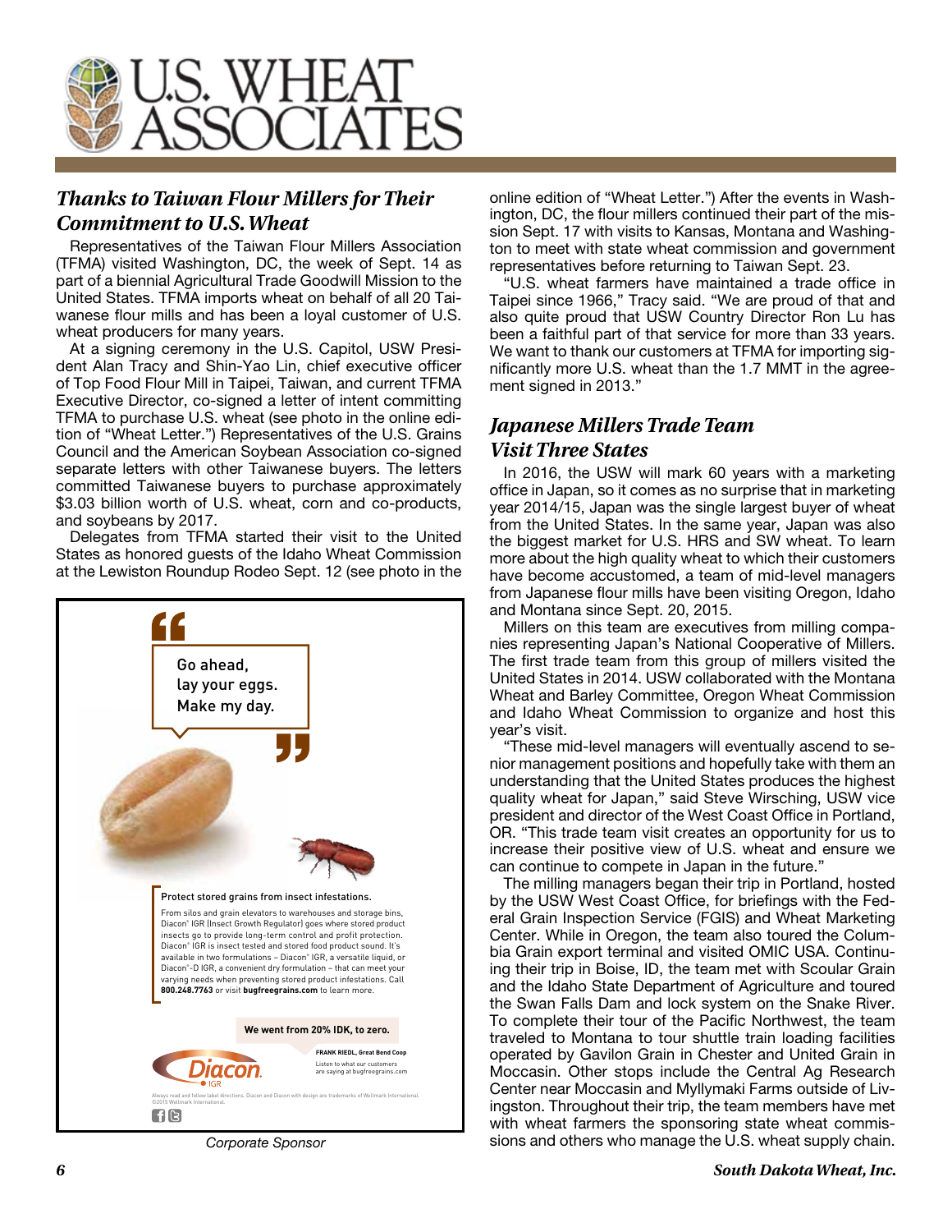# U.S. WHEAT ASSOCIATES

## *Thanks to Taiwan Flour Millers for Their Commitment to U.S. Wheat*

Representatives of the Taiwan Flour Millers Association (TFMA) visited Washington, DC, the week of Sept. 14 as part of a biennial Agricultural Trade Goodwill Mission to the United States. TFMA imports wheat on behalf of all 20 Taiwanese flour mills and has been a loyal customer of U.S. wheat producers for many years.

At a signing ceremony in the U.S. Capitol, USW President Alan Tracy and Shin-Yao Lin, chief executive officer of Top Food Flour Mill in Taipei, Taiwan, and current TFMA Executive Director, co-signed a letter of intent committing TFMA to purchase U.S. wheat (see photo in the online edition of "Wheat Letter.") Representatives of the U.S. Grains Council and the American Soybean Association co-signed separate letters with other Taiwanese buyers. The letters committed Taiwanese buyers to purchase approximately $3.03 billion worth of U.S. wheat, corn and co-products, and soybeans by 2017.

Delegates from TFMA started their visit to the United States as honored guests of the Idaho Wheat Commission at the Lewiston Roundup Rodeo Sept. 12 (see photo in the online edition of "Wheat Letter.") After the events in Washington, DC, the flour millers continued their part of the mission Sept. 17 with visits to Kansas, Montana and Washington to meet with state wheat commission and government representatives before returning to Taiwan Sept. 23.

"U.S. wheat farmers have maintained a trade office in Taipei since 1966," Tracy said. "We are proud of that and also quite proud that USW Country Director Ron Lu has been a faithful part of that service for more than 33 years. We want to thank our customers at TFMA for importing significantly more U.S. wheat than the 1.7 MMT in the agreement signed in 2013."

## *Japanese Millers Trade Team Visit Three States*

In 2016, the USW will mark 60 years with a marketing office in Japan, so it comes as no surprise that in marketing year 2014/15, Japan was the single largest buyer of wheat from the United States. In the same year, Japan was also the biggest market for U.S. HRS and SW wheat. To learn more about the high quality wheat to which their customers have become accustomed, a team of mid-level managers from Japanese flour mills have been visiting Oregon, Idaho and Montana since Sept. 20, 2015.

Millers on this team are executives from milling companies representing Japan's National Cooperative of Millers. The first trade team from this group of millers visited the United States in 2014. USW collaborated with the Montana Wheat and Barley Committee, Oregon Wheat Commission and Idaho Wheat Commission to organize and host this year's visit.

"These mid-level managers will eventually ascend to senior management positions and hopefully take with them an understanding that the United States produces the highest quality wheat for Japan," said Steve Wirsching, USW vice president and director of the West Coast Office in Portland, OR. "This trade team visit creates an opportunity for us to increase their positive view of U.S. wheat and ensure we can continue to compete in Japan in the future."

The milling managers began their trip in Portland, hosted by the USW West Coast Office, for briefings with the Federal Grain Inspection Service (FGIS) and Wheat Marketing Center. While in Oregon, the team also toured the Columbia Grain export terminal and visited OMIC USA. Continuing their trip in Boise, ID, the team met with Scoular Grain and the Idaho State Department of Agriculture and toured the Swan Falls Dam and lock system on the Snake River. To complete their tour of the Pacific Northwest, the team traveled to Montana to tour shuttle train loading facilities operated by Gavilon Grain in Chester and United Grain in Moccasin. Other stops include the Central Ag Research Center near Moccasin and Myllymaki Farms outside of Livingston. Throughout their trip, the team members have met with wheat farmers the sponsoring state wheat commissions and others who manage the U.S. wheat supply chain.

---

"Go ahead, lay your eggs. Make my day."

**Protect stored grains from insect infestations.**

From silos and grain elevators to warehouses and storage bins, Diacon® IGR (Insect Growth Regulator) goes where stored product insects go to provide long-term control and profit protection. Diacon® IGR is insect tested and stored food product sound. It's available in two formulations – Diacon® IGR, a versatile liquid, or Diacon®-D IGR, a convenient dry formulation – that can meet your varying needs when preventing stored product infestations. Call **800.248.7763** or visit **bugfreegrains.com** to learn more.

**We went from 20% IDK, to zero.**

**FRANK RIEDL, Great Bend Coop**
Listen to what our customers are saying at bugfreegrains.com

Diacon IGR

Always read and follow label directions. Diacon and Diacon with design are trademarks of Wellmark International. ©2015 Wellmark International.

*Corporate Sponsor*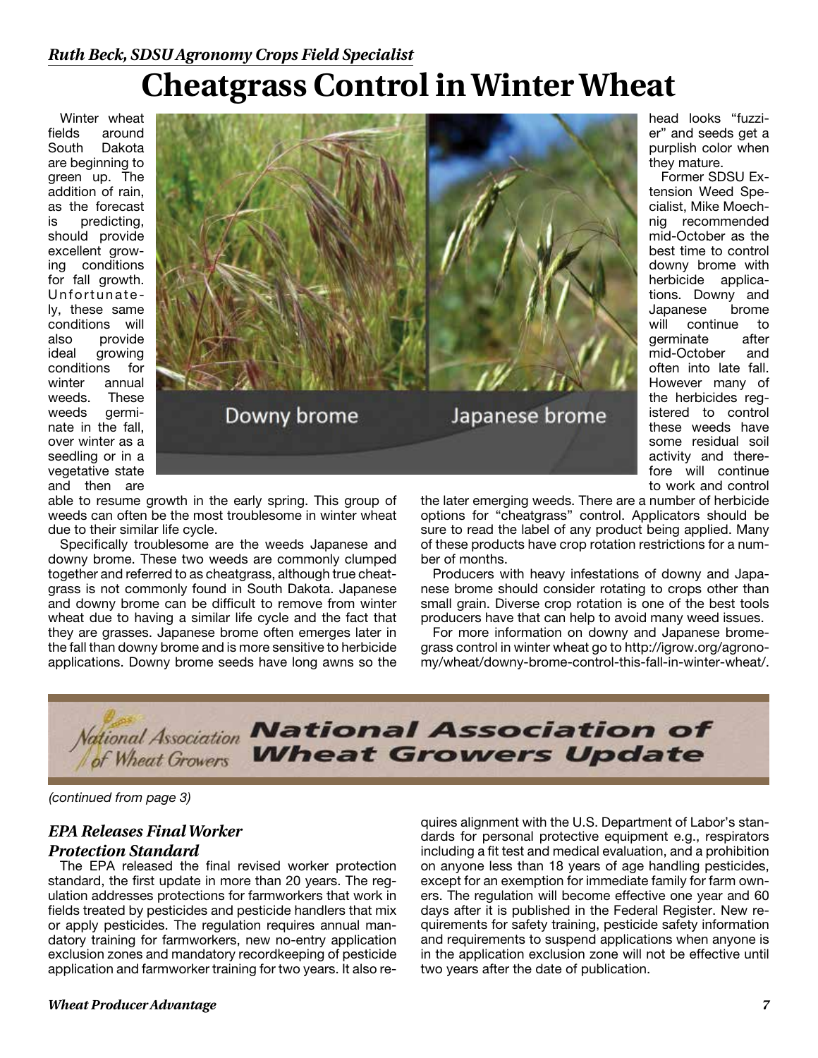*Ruth Beck, SDSU Agronomy Crops Field Specialist*

# Cheatgrass Control in Winter Wheat

Winter wheat fields around South Dakota are beginning to green up. The addition of rain, as the forecast is predicting, should provide excellent growing conditions for fall growth. Unfortunately, these same conditions will also provide ideal growing conditions for winter annual weeds. These weeds germinate in the fall, over winter as a seedling or in a vegetative state and then are able to resume growth in the early spring. This group of weeds can often be the most troublesome in winter wheat due to their similar life cycle.

Downy brome Japanese brome

Specifically troublesome are the weeds Japanese and downy brome. These two weeds are commonly clumped together and referred to as cheatgrass, although true cheatgrass is not commonly found in South Dakota. Japanese and downy brome can be difficult to remove from winter wheat due to having a similar life cycle and the fact that they are grasses. Japanese brome often emerges later in the fall than downy brome and is more sensitive to herbicide applications. Downy brome seeds have long awns so the head looks "fuzzier" and seeds get a purplish color when they mature.

Former SDSU Extension Weed Specialist, Mike Moechnig recommended mid-October as the best time to control downy brome with herbicide applications. Downy and Japanese brome will continue to germinate after mid-October and often into late fall. However many of the herbicides registered to control these weeds have some residual soil activity and therefore will continue to work and control the later emerging weeds. There are a number of herbicide options for "cheatgrass" control. Applicators should be sure to read the label of any product being applied. Many of these products have crop rotation restrictions for a number of months.

Producers with heavy infestations of downy and Japanese brome should consider rotating to crops other than small grain. Diverse crop rotation is one of the best tools producers have that can help to avoid many weed issues.

For more information on downy and Japanese bromegrass control in winter wheat go to http://igrow.org/agronomy/wheat/downy-brome-control-this-fall-in-winter-wheat/.

## National Association of Wheat Growers Update

*(continued from page 3)*

### *EPA Releases Final Worker Protection Standard*

The EPA released the final revised worker protection standard, the first update in more than 20 years. The regulation addresses protections for farmworkers that work in fields treated by pesticides and pesticide handlers that mix or apply pesticides. The regulation requires annual mandatory training for farmworkers, new no-entry application exclusion zones and mandatory recordkeeping of pesticide application and farmworker training for two years. It also requires alignment with the U.S. Department of Labor's standards for personal protective equipment e.g., respirators including a fit test and medical evaluation, and a prohibition on anyone less than 18 years of age handling pesticides, except for an exemption for immediate family for farm owners. The regulation will become effective one year and 60 days after it is published in the Federal Register. New requirements for safety training, pesticide safety information and requirements to suspend applications when anyone is in the application exclusion zone will not be effective until two years after the date of publication.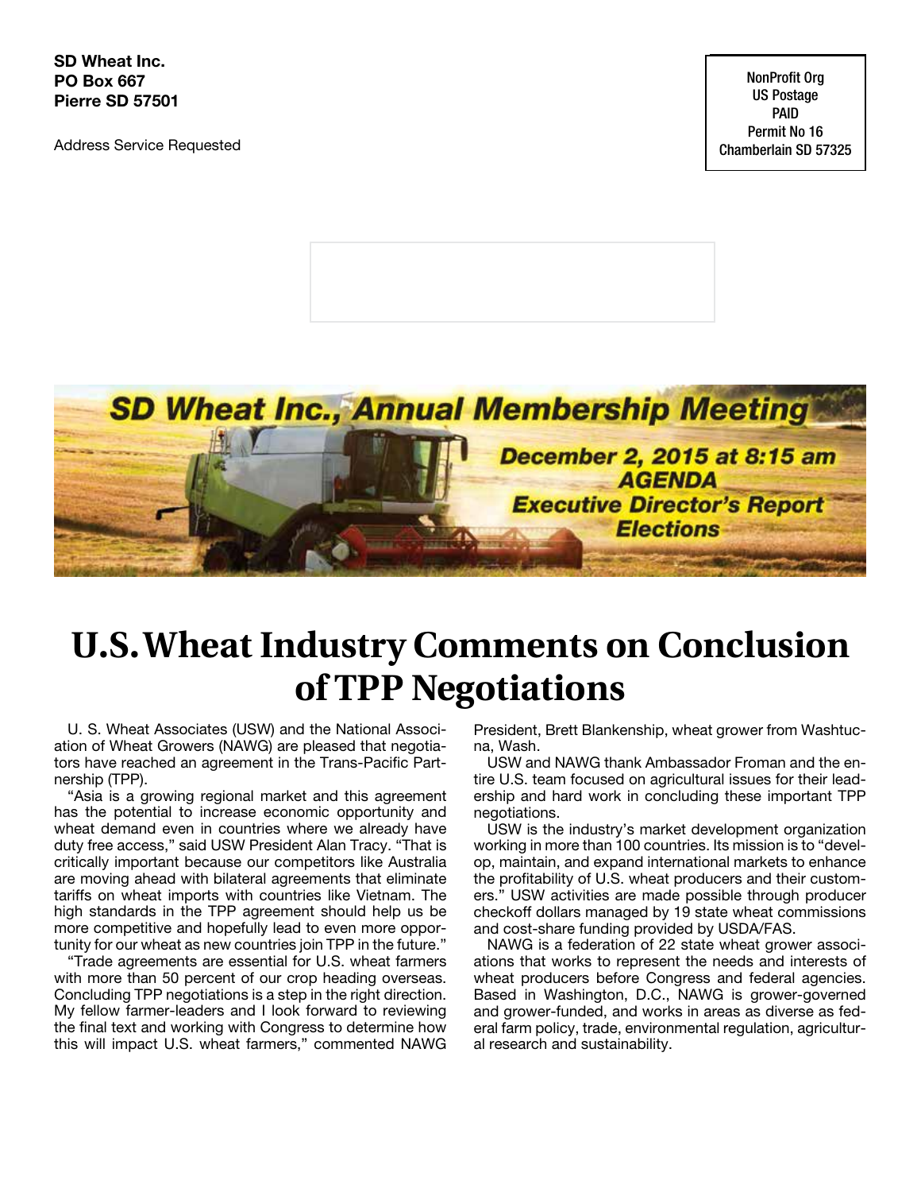**SD Wheat Inc.**
**PO Box 667**
**Pierre SD 57501**

Address Service Requested

NonProfit Org
US Postage
PAID
Permit No 16
Chamberlain SD 57325

**SD Wheat Inc., Annual Membership Meeting**

**December 2, 2015 at 8:15 am**
**AGENDA**
**Executive Director's Report**
**Elections**

# U.S. Wheat Industry Comments on Conclusion of TPP Negotiations

U. S. Wheat Associates (USW) and the National Association of Wheat Growers (NAWG) are pleased that negotiators have reached an agreement in the Trans-Pacific Partnership (TPP).

"Asia is a growing regional market and this agreement has the potential to increase economic opportunity and wheat demand even in countries where we already have duty free access," said USW President Alan Tracy. "That is critically important because our competitors like Australia are moving ahead with bilateral agreements that eliminate tariffs on wheat imports with countries like Vietnam. The high standards in the TPP agreement should help us be more competitive and hopefully lead to even more opportunity for our wheat as new countries join TPP in the future."

"Trade agreements are essential for U.S. wheat farmers with more than 50 percent of our crop heading overseas. Concluding TPP negotiations is a step in the right direction. My fellow farmer-leaders and I look forward to reviewing the final text and working with Congress to determine how this will impact U.S. wheat farmers," commented NAWG President, Brett Blankenship, wheat grower from Washtucna, Wash.

USW and NAWG thank Ambassador Froman and the entire U.S. team focused on agricultural issues for their leadership and hard work in concluding these important TPP negotiations.

USW is the industry's market development organization working in more than 100 countries. Its mission is to "develop, maintain, and expand international markets to enhance the profitability of U.S. wheat producers and their customers." USW activities are made possible through producer checkoff dollars managed by 19 state wheat commissions and cost-share funding provided by USDA/FAS.

NAWG is a federation of 22 state wheat grower associations that works to represent the needs and interests of wheat producers before Congress and federal agencies. Based in Washington, D.C., NAWG is grower-governed and grower-funded, and works in areas as diverse as federal farm policy, trade, environmental regulation, agricultural research and sustainability.